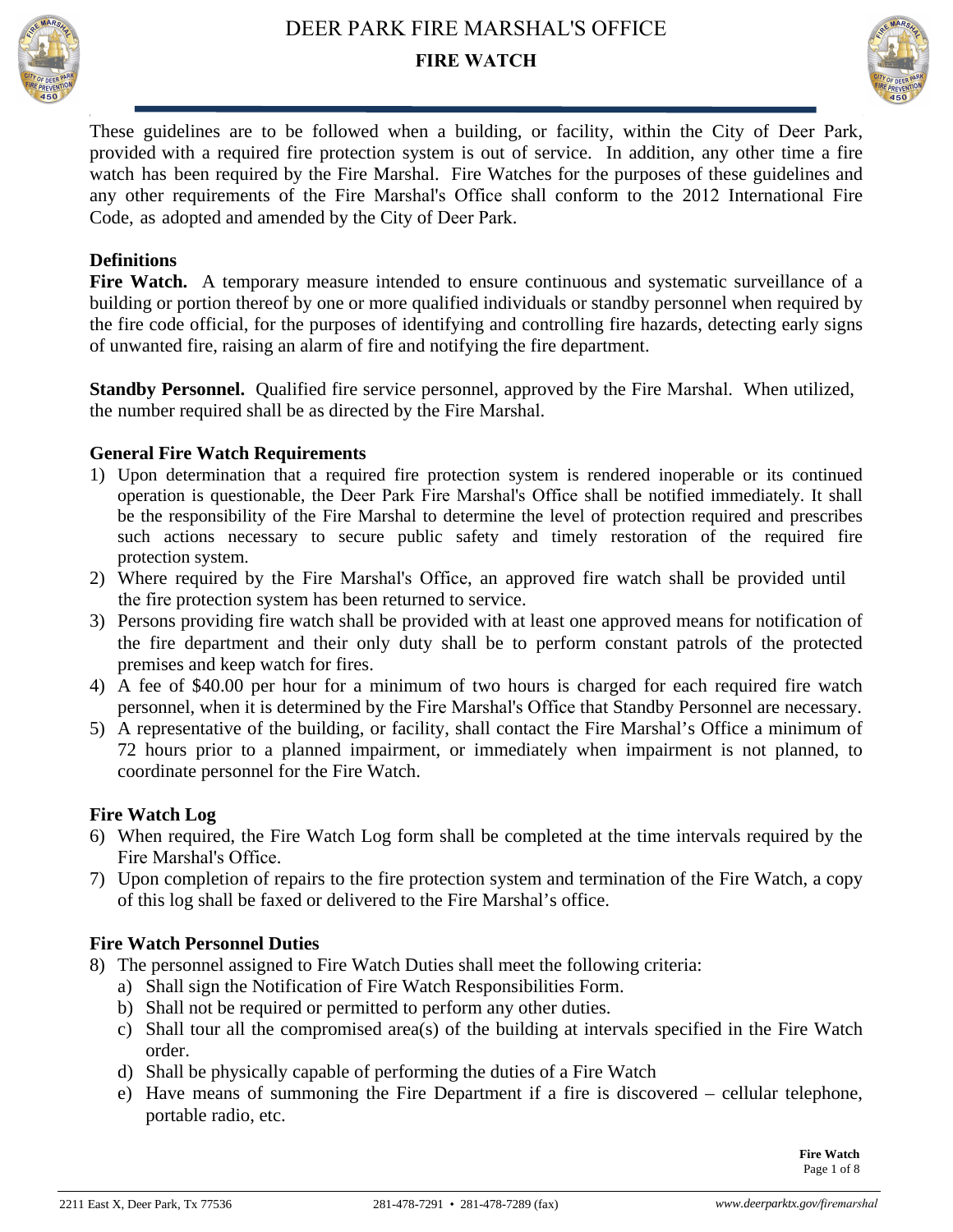# DEER PARK FIRE MARSHAL'S OFFICE

## FIRE WATCH

These guidelines are to be followed when a building, or facility, within the City of Deer Park, provided with a required fire protection system is out of service. In addition, any other time a fire watch has been required by the Fire Marshal. Fire Watches for the purposes of these guidelines and any other requirements of the Fire Marshal's Office shall conform to the 2012 International Fire Code, as adopted and amended by the City of Deer Park.

### Definitions

**Fire Watch.** A temporary measure intended to ensure continuous and systematic surveillance of a building or portion thereof by one or more qualified individuals or standby personnel when required by the fire code official, for the purposes of identifying and controlling fire hazards, detecting early signs of unwanted fire, raising an alarm of fire and notifying the fire department.

**Standby Personnel.** Qualified fire service personnel, approved by the Fire Marshal. When utilized, the number required shall be as directed by the Fire Marshal.

### General Fire Watch Requirements

1) Upon determination that a required fire protection system is rendered inoperable or its continued operation is questionable, the Deer Park Fire Marshal's Office shall be notified immediately. It shall be the responsibility of the Fire Marshal to determine the level of protection required and prescribes such actions necessary to secure public safety and timely restoration of the required fire protection system.
2) Where required by the Fire Marshal's Office, an approved fire watch shall be provided until the fire protection system has been returned to service.
3) Persons providing fire watch shall be provided with at least one approved means for notification of the fire department and their only duty shall be to perform constant patrols of the protected premises and keep watch for fires.
4) A fee of $40.00 per hour for a minimum of two hours is charged for each required fire watch personnel, when it is determined by the Fire Marshal's Office that Standby Personnel are necessary.
5) A representative of the building, or facility, shall contact the Fire Marshal's Office a minimum of 72 hours prior to a planned impairment, or immediately when impairment is not planned, to coordinate personnel for the Fire Watch.

### Fire Watch Log

6) When required, the Fire Watch Log form shall be completed at the time intervals required by the Fire Marshal's Office.
7) Upon completion of repairs to the fire protection system and termination of the Fire Watch, a copy of this log shall be faxed or delivered to the Fire Marshal's office.

### Fire Watch Personnel Duties

8) The personnel assigned to Fire Watch Duties shall meet the following criteria:
   a) Shall sign the Notification of Fire Watch Responsibilities Form.
   b) Shall not be required or permitted to perform any other duties.
   c) Shall tour all the compromised area(s) of the building at intervals specified in the Fire Watch order.
   d) Shall be physically capable of performing the duties of a Fire Watch
   e) Have means of summoning the Fire Department if a fire is discovered – cellular telephone, portable radio, etc.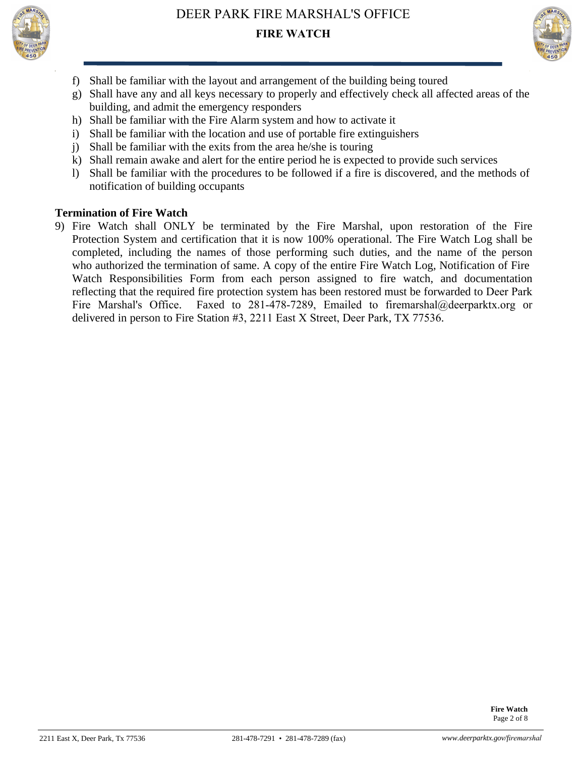f) Shall be familiar with the layout and arrangement of the building being toured
g) Shall have any and all keys necessary to properly and effectively check all affected areas of the building, and admit the emergency responders
h) Shall be familiar with the Fire Alarm system and how to activate it
i) Shall be familiar with the location and use of portable fire extinguishers
j) Shall be familiar with the exits from the area he/she is touring
k) Shall remain awake and alert for the entire period he is expected to provide such services
l) Shall be familiar with the procedures to be followed if a fire is discovered, and the methods of notification of building occupants

**Termination of Fire Watch**

9) Fire Watch shall ONLY be terminated by the Fire Marshal, upon restoration of the Fire Protection System and certification that it is now 100% operational. The Fire Watch Log shall be completed, including the names of those performing such duties, and the name of the person who authorized the termination of same. A copy of the entire Fire Watch Log, Notification of Fire Watch Responsibilities Form from each person assigned to fire watch, and documentation reflecting that the required fire protection system has been restored must be forwarded to Deer Park Fire Marshal's Office. Faxed to 281-478-7289, Emailed to firemarshal@deerparktx.org or delivered in person to Fire Station #3, 2211 East X Street, Deer Park, TX 77536.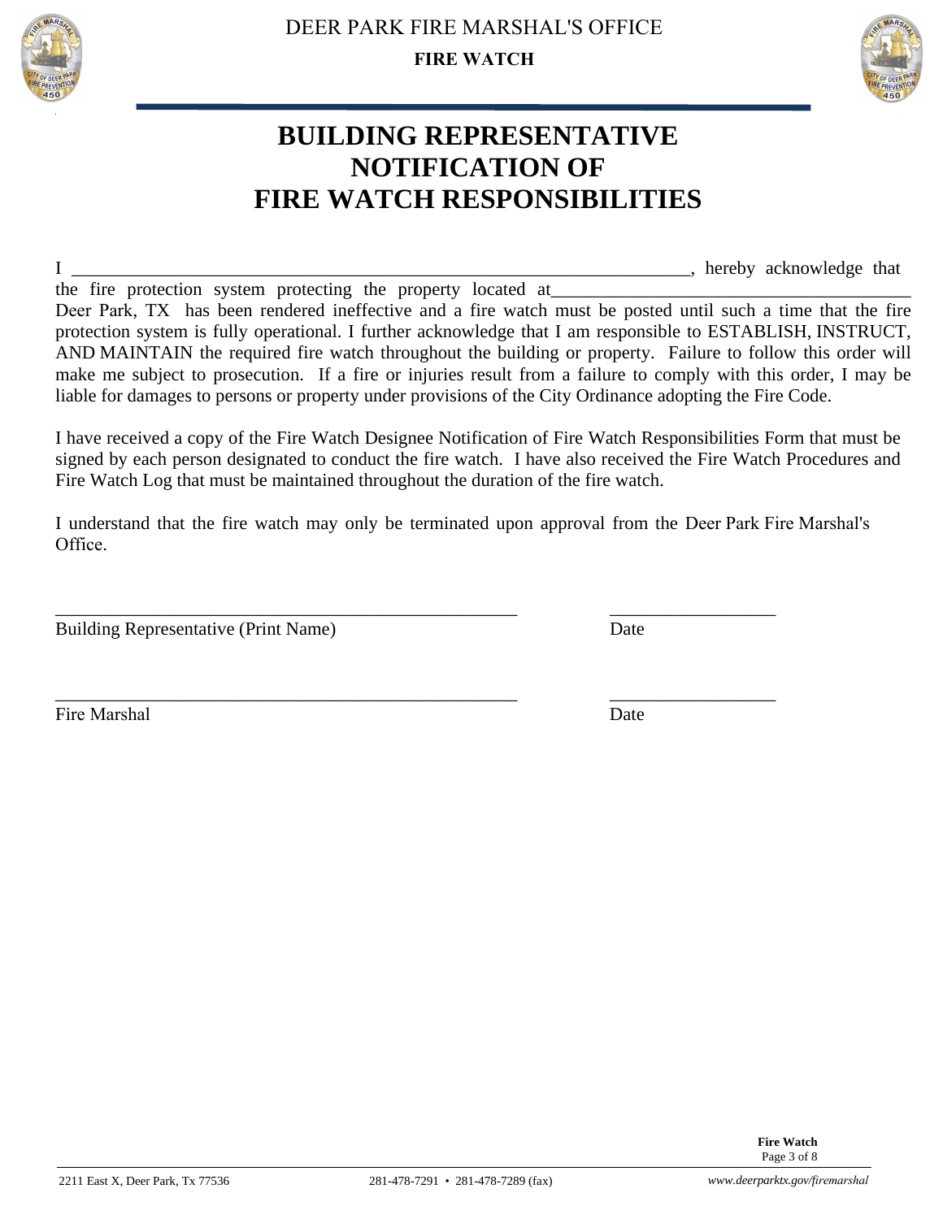# BUILDING REPRESENTATIVE NOTIFICATION OF FIRE WATCH RESPONSIBILITIES

I ______________________________________________________________________, hereby acknowledge that the fire protection system protecting the property located at______________________________________ Deer Park, TX has been rendered ineffective and a fire watch must be posted until such a time that the fire protection system is fully operational. I further acknowledge that I am responsible to ESTABLISH, INSTRUCT, AND MAINTAIN the required fire watch throughout the building or property. Failure to follow this order will make me subject to prosecution. If a fire or injuries result from a failure to comply with this order, I may be liable for damages to persons or property under provisions of the City Ordinance adopting the Fire Code.

I have received a copy of the Fire Watch Designee Notification of Fire Watch Responsibilities Form that must be signed by each person designated to conduct the fire watch. I have also received the Fire Watch Procedures and Fire Watch Log that must be maintained throughout the duration of the fire watch.

I understand that the fire watch may only be terminated upon approval from the Deer Park Fire Marshal's Office.

_____________________________________________________ __________________

Building Representative (Print Name) Date

_____________________________________________________ __________________

Fire Marshal Date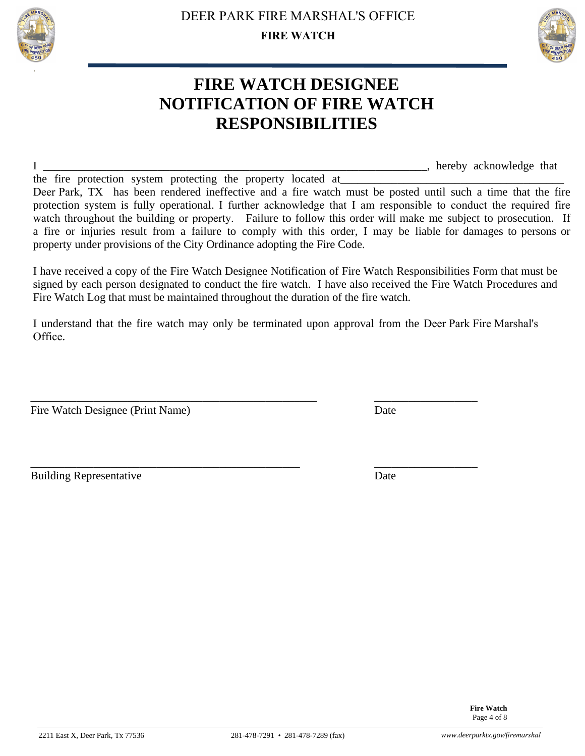# FIRE WATCH DESIGNEE NOTIFICATION OF FIRE WATCH RESPONSIBILITIES

I ______________________________________________________________________, hereby acknowledge that the fire protection system protecting the property located at_______________________________________ Deer Park, TX has been rendered ineffective and a fire watch must be posted until such a time that the fire protection system is fully operational. I further acknowledge that I am responsible to conduct the required fire watch throughout the building or property. Failure to follow this order will make me subject to prosecution. If a fire or injuries result from a failure to comply with this order, I may be liable for damages to persons or property under provisions of the City Ordinance adopting the Fire Code.

I have received a copy of the Fire Watch Designee Notification of Fire Watch Responsibilities Form that must be signed by each person designated to conduct the fire watch. I have also received the Fire Watch Procedures and Fire Watch Log that must be maintained throughout the duration of the fire watch.

I understand that the fire watch may only be terminated upon approval from the Deer Park Fire Marshal's Office.

_____________________________________________________ __________________

Fire Watch Designee (Print Name) Date

_____________________________________________________ __________________

Building Representative Date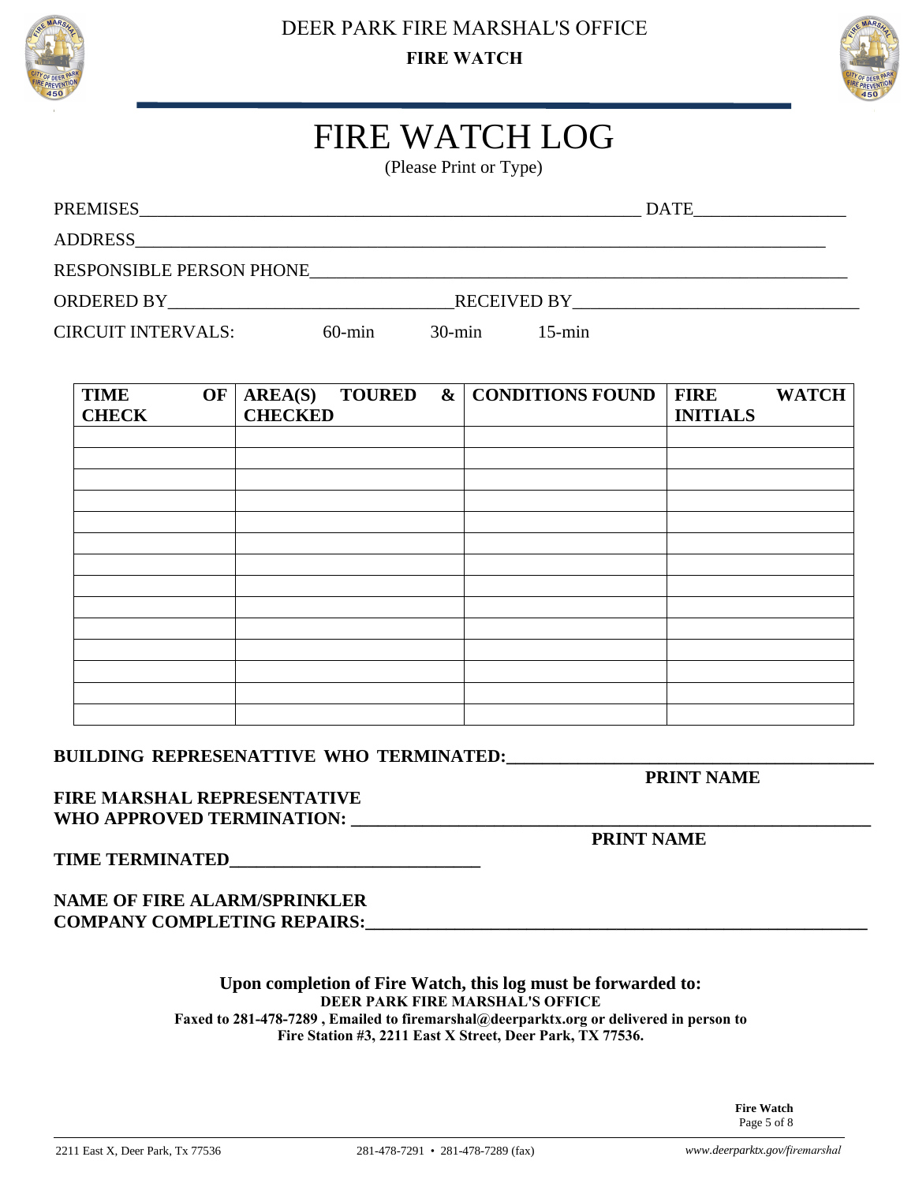DEER PARK FIRE MARSHAL'S OFFICE

**FIRE WATCH**

# FIRE WATCH LOG

(Please Print or Type)

PREMISES\_\_\_\_\_\_\_\_\_\_\_\_\_\_\_\_\_\_\_\_\_\_\_\_\_\_\_\_\_\_\_\_\_\_\_\_\_\_\_\_\_\_\_\_\_\_\_\_\_\_\_\_\_\_ DATE\_\_\_\_\_\_\_\_\_\_\_\_\_\_\_\_\_

ADDRESS\_\_\_\_\_\_\_\_\_\_\_\_\_\_\_\_\_\_\_\_\_\_\_\_\_\_\_\_\_\_\_\_\_\_\_\_\_\_\_\_\_\_\_\_\_\_\_\_\_\_\_\_\_\_\_\_\_\_\_\_\_\_\_\_\_\_\_\_\_\_\_\_\_

RESPONSIBLE PERSON PHONE\_\_\_\_\_\_\_\_\_\_\_\_\_\_\_\_\_\_\_\_\_\_\_\_\_\_\_\_\_\_\_\_\_\_\_\_\_\_\_\_\_\_\_\_\_\_\_\_\_\_\_\_\_\_\_\_

ORDERED BY\_\_\_\_\_\_\_\_\_\_\_\_\_\_\_\_\_\_\_\_\_\_\_\_\_\_\_\_\_\_\_RECEIVED BY\_\_\_\_\_\_\_\_\_\_\_\_\_\_\_\_\_\_\_\_\_\_\_\_\_\_\_\_\_\_\_

CIRCUIT INTERVALS: 60-min 30-min 15-min

| TIME OF CHECK | AREA(S) TOURED & CHECKED | CONDITIONS FOUND | FIRE WATCH INITIALS |
|---|---|---|---|
| | | | |
| | | | |
| | | | |
| | | | |
| | | | |
| | | | |
| | | | |
| | | | |
| | | | |
| | | | |
| | | | |
| | | | |
| | | | |
| | | | |

**BUILDING REPRESENATTIVE WHO TERMINATED:\_\_\_\_\_\_\_\_\_\_\_\_\_\_\_\_\_\_\_\_\_\_\_\_\_\_\_\_\_\_\_\_\_\_\_\_\_\_\_**

**PRINT NAME**

**FIRE MARSHAL REPRESENTATIVE**
**WHO APPROVED TERMINATION: \_\_\_\_\_\_\_\_\_\_\_\_\_\_\_\_\_\_\_\_\_\_\_\_\_\_\_\_\_\_\_\_\_\_\_\_\_\_\_\_\_\_\_\_\_\_\_\_\_\_\_\_\_\_**

**PRINT NAME**

**TIME TERMINATED\_\_\_\_\_\_\_\_\_\_\_\_\_\_\_\_\_\_\_\_\_\_\_\_\_\_\_**

**NAME OF FIRE ALARM/SPRINKLER**
**COMPANY COMPLETING REPAIRS:\_\_\_\_\_\_\_\_\_\_\_\_\_\_\_\_\_\_\_\_\_\_\_\_\_\_\_\_\_\_\_\_\_\_\_\_\_\_\_\_\_\_\_\_\_\_\_\_\_\_\_\_**

**Upon completion of Fire Watch, this log must be forwarded to:**
**DEER PARK FIRE MARSHAL'S OFFICE**
**Faxed to 281-478-7289 , Emailed to firemarshal@deerparktx.org or delivered in person to Fire Station #3, 2211 East X Street, Deer Park, TX 77536.**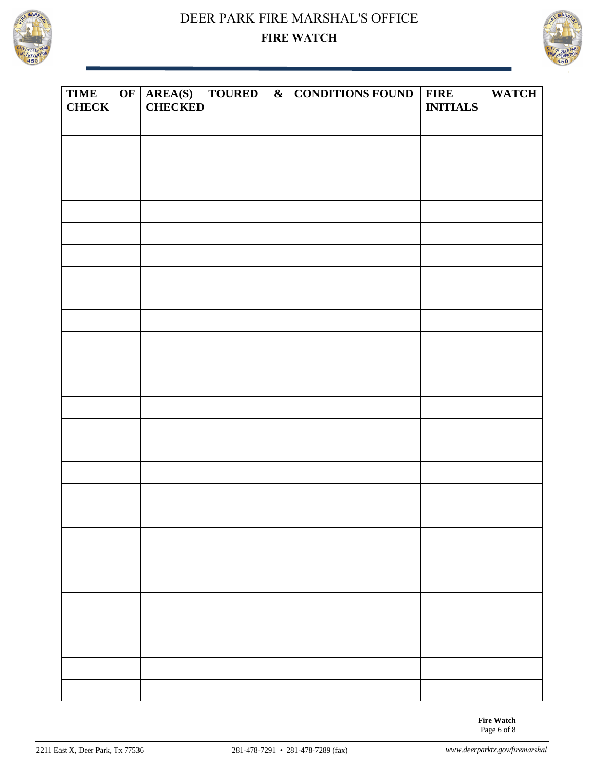# DEER PARK FIRE MARSHAL'S OFFICE

## FIRE WATCH

| TIME OF CHECK | AREA(S) TOURED & CHECKED | CONDITIONS FOUND | FIRE WATCH INITIALS |
|---|---|---|---|
| | | | |
| | | | |
| | | | |
| | | | |
| | | | |
| | | | |
| | | | |
| | | | |
| | | | |
| | | | |
| | | | |
| | | | |
| | | | |
| | | | |
| | | | |
| | | | |
| | | | |
| | | | |
| | | | |
| | | | |
| | | | |
| | | | |
| | | | |
| | | | |
| | | | |
| | | | |
| | | | |

**Fire Watch**

2211 East X, Deer Park, Tx 77536 | 281-478-7291 • 281-478-7289 (fax) | *www.deerparktx.gov/firemarshal*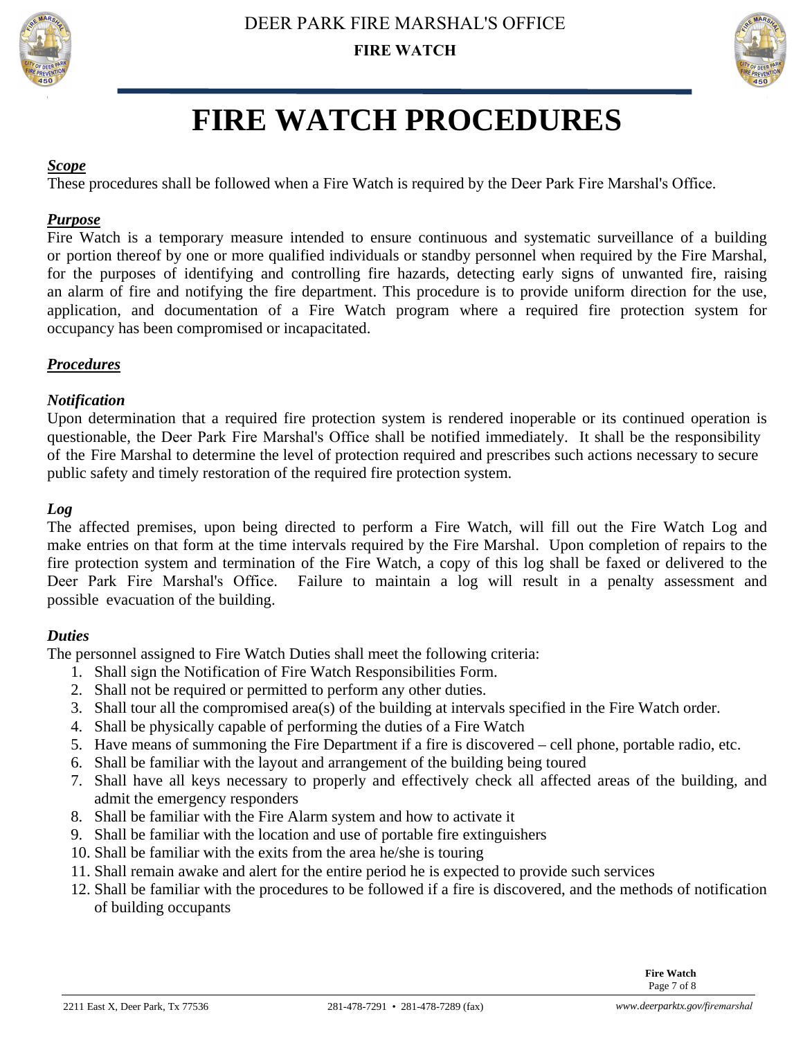# FIRE WATCH PROCEDURES

***Scope***

These procedures shall be followed when a Fire Watch is required by the Deer Park Fire Marshal's Office.

***Purpose***

Fire Watch is a temporary measure intended to ensure continuous and systematic surveillance of a building or portion thereof by one or more qualified individuals or standby personnel when required by the Fire Marshal, for the purposes of identifying and controlling fire hazards, detecting early signs of unwanted fire, raising an alarm of fire and notifying the fire department. This procedure is to provide uniform direction for the use, application, and documentation of a Fire Watch program where a required fire protection system for occupancy has been compromised or incapacitated.

***Procedures***

***Notification***

Upon determination that a required fire protection system is rendered inoperable or its continued operation is questionable, the Deer Park Fire Marshal's Office shall be notified immediately. It shall be the responsibility of the Fire Marshal to determine the level of protection required and prescribes such actions necessary to secure public safety and timely restoration of the required fire protection system.

***Log***

The affected premises, upon being directed to perform a Fire Watch, will fill out the Fire Watch Log and make entries on that form at the time intervals required by the Fire Marshal. Upon completion of repairs to the fire protection system and termination of the Fire Watch, a copy of this log shall be faxed or delivered to the Deer Park Fire Marshal's Office. Failure to maintain a log will result in a penalty assessment and possible evacuation of the building.

***Duties***

The personnel assigned to Fire Watch Duties shall meet the following criteria:

1. Shall sign the Notification of Fire Watch Responsibilities Form.
2. Shall not be required or permitted to perform any other duties.
3. Shall tour all the compromised area(s) of the building at intervals specified in the Fire Watch order.
4. Shall be physically capable of performing the duties of a Fire Watch
5. Have means of summoning the Fire Department if a fire is discovered – cell phone, portable radio, etc.
6. Shall be familiar with the layout and arrangement of the building being toured
7. Shall have all keys necessary to properly and effectively check all affected areas of the building, and admit the emergency responders
8. Shall be familiar with the Fire Alarm system and how to activate it
9. Shall be familiar with the location and use of portable fire extinguishers
10. Shall be familiar with the exits from the area he/she is touring
11. Shall remain awake and alert for the entire period he is expected to provide such services
12. Shall be familiar with the procedures to be followed if a fire is discovered, and the methods of notification of building occupants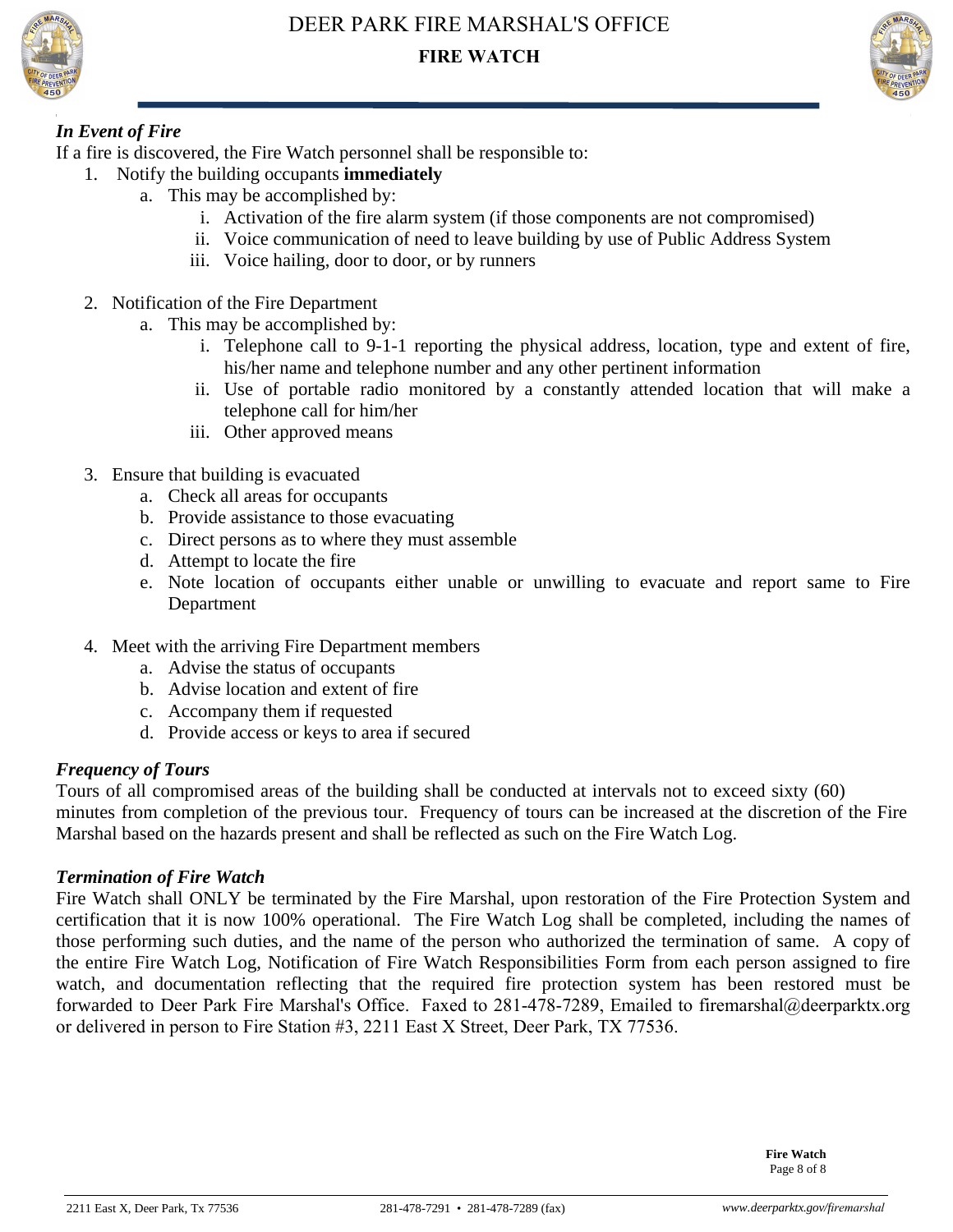### *In Event of Fire*

If a fire is discovered, the Fire Watch personnel shall be responsible to:

1. Notify the building occupants **immediately**
   a. This may be accomplished by:
      i. Activation of the fire alarm system (if those components are not compromised)
      ii. Voice communication of need to leave building by use of Public Address System
      iii. Voice hailing, door to door, or by runners

2. Notification of the Fire Department
   a. This may be accomplished by:
      i. Telephone call to 9-1-1 reporting the physical address, location, type and extent of fire, his/her name and telephone number and any other pertinent information
      ii. Use of portable radio monitored by a constantly attended location that will make a telephone call for him/her
      iii. Other approved means

3. Ensure that building is evacuated
   a. Check all areas for occupants
   b. Provide assistance to those evacuating
   c. Direct persons as to where they must assemble
   d. Attempt to locate the fire
   e. Note location of occupants either unable or unwilling to evacuate and report same to Fire Department

4. Meet with the arriving Fire Department members
   a. Advise the status of occupants
   b. Advise location and extent of fire
   c. Accompany them if requested
   d. Provide access or keys to area if secured

### *Frequency of Tours*

Tours of all compromised areas of the building shall be conducted at intervals not to exceed sixty (60) minutes from completion of the previous tour. Frequency of tours can be increased at the discretion of the Fire Marshal based on the hazards present and shall be reflected as such on the Fire Watch Log.

### *Termination of Fire Watch*

Fire Watch shall ONLY be terminated by the Fire Marshal, upon restoration of the Fire Protection System and certification that it is now 100% operational. The Fire Watch Log shall be completed, including the names of those performing such duties, and the name of the person who authorized the termination of same. A copy of the entire Fire Watch Log, Notification of Fire Watch Responsibilities Form from each person assigned to fire watch, and documentation reflecting that the required fire protection system has been restored must be forwarded to Deer Park Fire Marshal's Office. Faxed to 281-478-7289, Emailed to firemarshal@deerparktx.org or delivered in person to Fire Station #3, 2211 East X Street, Deer Park, TX 77536.